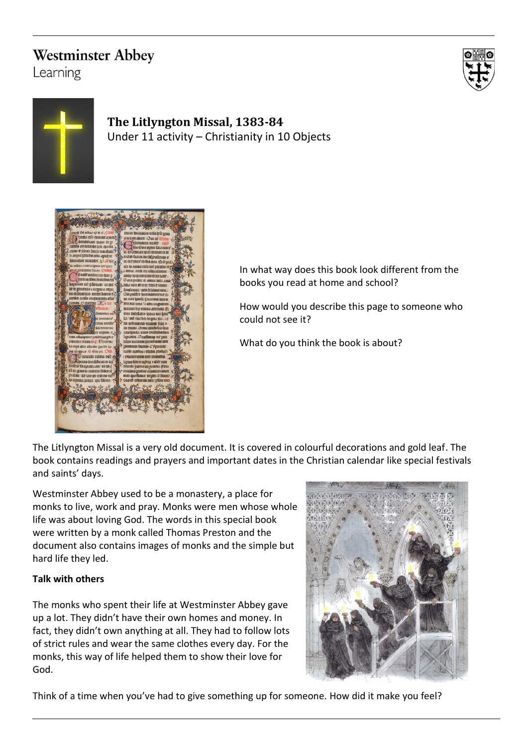Westminster Abbey
Learning

# The Litlyngton Missal, 1383-84

Under 11 activity – Christianity in 10 Objects

In what way does this book look different from the books you read at home and school?

How would you describe this page to someone who could not see it?

What do you think the book is about?

The Litlyngton Missal is a very old document. It is covered in colourful decorations and gold leaf. The book contains readings and prayers and important dates in the Christian calendar like special festivals and saints' days.

Westminster Abbey used to be a monastery, a place for monks to live, work and pray. Monks were men whose whole life was about loving God. The words in this special book were written by a monk called Thomas Preston and the document also contains images of monks and the simple but hard life they led.

**Talk with others**

The monks who spent their life at Westminster Abbey gave up a lot. They didn't have their own homes and money. In fact, they didn't own anything at all. They had to follow lots of strict rules and wear the same clothes every day. For the monks, this way of life helped them to show their love for God.

Think of a time when you've had to give something up for someone. How did it make you feel?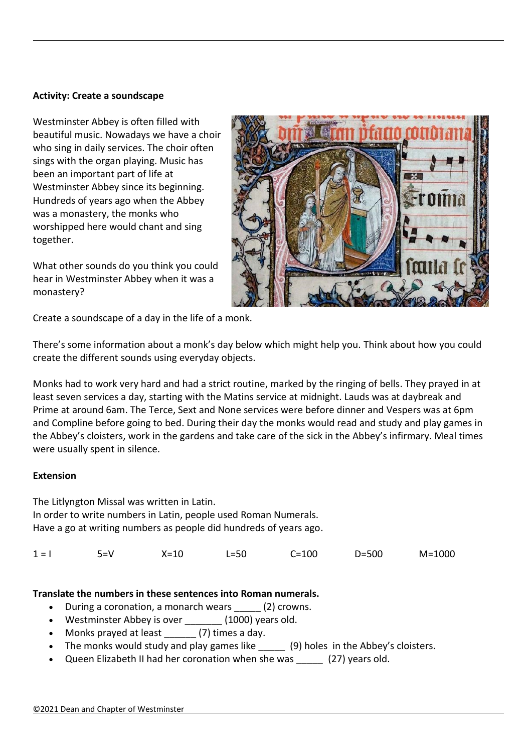**Activity: Create a soundscape**

Westminster Abbey is often filled with beautiful music. Nowadays we have a choir who sing in daily services. The choir often sings with the organ playing. Music has been an important part of life at Westminster Abbey since its beginning. Hundreds of years ago when the Abbey was a monastery, the monks who worshipped here would chant and sing together.

What other sounds do you think you could hear in Westminster Abbey when it was a monastery?

Create a soundscape of a day in the life of a monk.

There's some information about a monk's day below which might help you. Think about how you could create the different sounds using everyday objects.

Monks had to work very hard and had a strict routine, marked by the ringing of bells. They prayed in at least seven services a day, starting with the Matins service at midnight. Lauds was at daybreak and Prime at around 6am. The Terce, Sext and None services were before dinner and Vespers was at 6pm and Compline before going to bed. During their day the monks would read and study and play games in the Abbey's cloisters, work in the gardens and take care of the sick in the Abbey's infirmary. Meal times were usually spent in silence.

**Extension**

The Litlyngton Missal was written in Latin.
In order to write numbers in Latin, people used Roman Numerals.
Have a go at writing numbers as people did hundreds of years ago.

1 = I 5=V X=10 L=50 C=100 D=500 M=1000

**Translate the numbers in these sentences into Roman numerals.**

- During a coronation, a monarch wears _____ (2) crowns.
- Westminster Abbey is over _______ (1000) years old.
- Monks prayed at least ______ (7) times a day.
- The monks would study and play games like _____ (9) holes in the Abbey's cloisters.
- Queen Elizabeth II had her coronation when she was _____ (27) years old.

©2021 Dean and Chapter of Westminster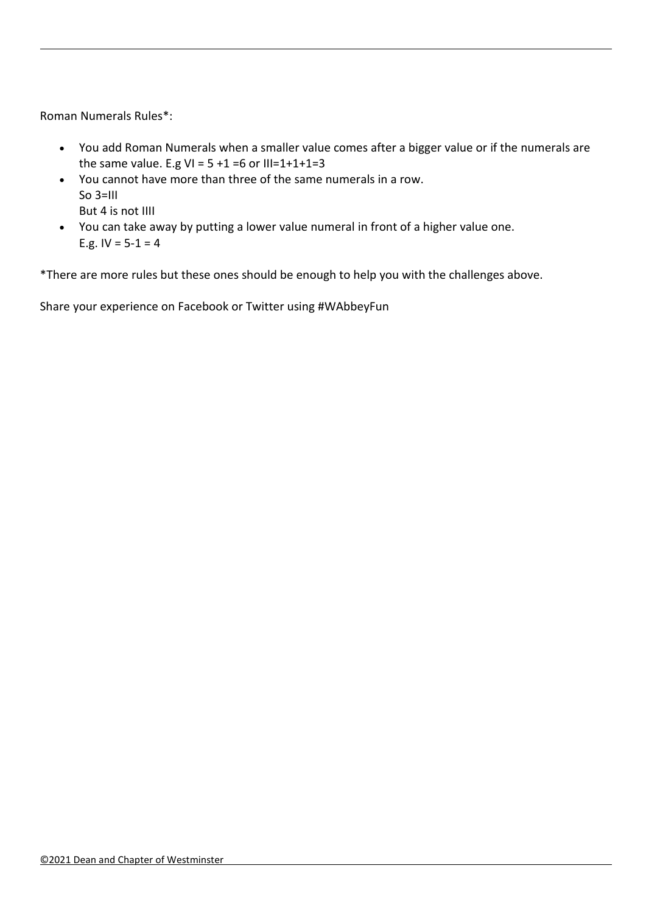Roman Numerals Rules*:

- You add Roman Numerals when a smaller value comes after a bigger value or if the numerals are the same value. E.g VI = 5 +1 =6 or III=1+1+1=3
- You cannot have more than three of the same numerals in a row.
  So 3=III
  But 4 is not IIII
- You can take away by putting a lower value numeral in front of a higher value one.
  E.g. IV = 5-1 = 4

*There are more rules but these ones should be enough to help you with the challenges above.

Share your experience on Facebook or Twitter using #WAbbeyFun

©2021 Dean and Chapter of Westminster